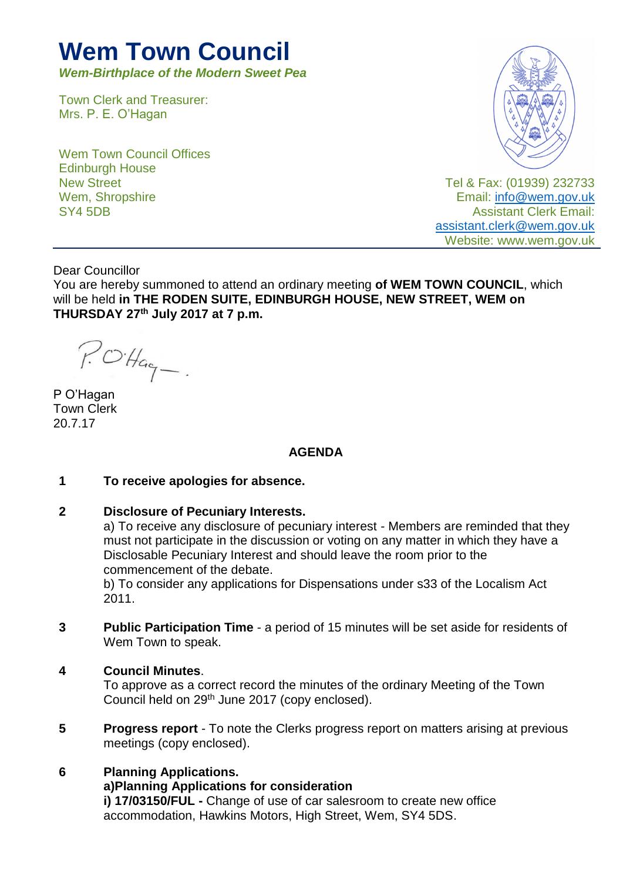# Wem Town Council

***Wem-Birthplace of the Modern Sweet Pea***

Town Clerk and Treasurer:
Mrs. P. E. O'Hagan

Wem Town Council Offices
Edinburgh House
New Street
Wem, Shropshire
SY4 5DB

Tel & Fax: (01939) 232733
Email: info@wem.gov.uk
Assistant Clerk Email:
assistant.clerk@wem.gov.uk
Website: www.wem.gov.uk

---

Dear Councillor

You are hereby summoned to attend an ordinary meeting **of WEM TOWN COUNCIL**, which will be held **in THE RODEN SUITE, EDINBURGH HOUSE, NEW STREET, WEM on THURSDAY 27th July 2017 at 7 p.m.**

P O'Hagan
Town Clerk
20.7.17

## AGENDA

**1 To receive apologies for absence.**

**2 Disclosure of Pecuniary Interests.**

a) To receive any disclosure of pecuniary interest - Members are reminded that they must not participate in the discussion or voting on any matter in which they have a Disclosable Pecuniary Interest and should leave the room prior to the commencement of the debate.

b) To consider any applications for Dispensations under s33 of the Localism Act 2011.

**3 Public Participation Time** - a period of 15 minutes will be set aside for residents of Wem Town to speak.

**4 Council Minutes**.

To approve as a correct record the minutes of the ordinary Meeting of the Town Council held on 29th June 2017 (copy enclosed).

**5 Progress report** - To note the Clerks progress report on matters arising at previous meetings (copy enclosed).

**6 Planning Applications.**

**a)Planning Applications for consideration**

**i) 17/03150/FUL -** Change of use of car salesroom to create new office accommodation, Hawkins Motors, High Street, Wem, SY4 5DS.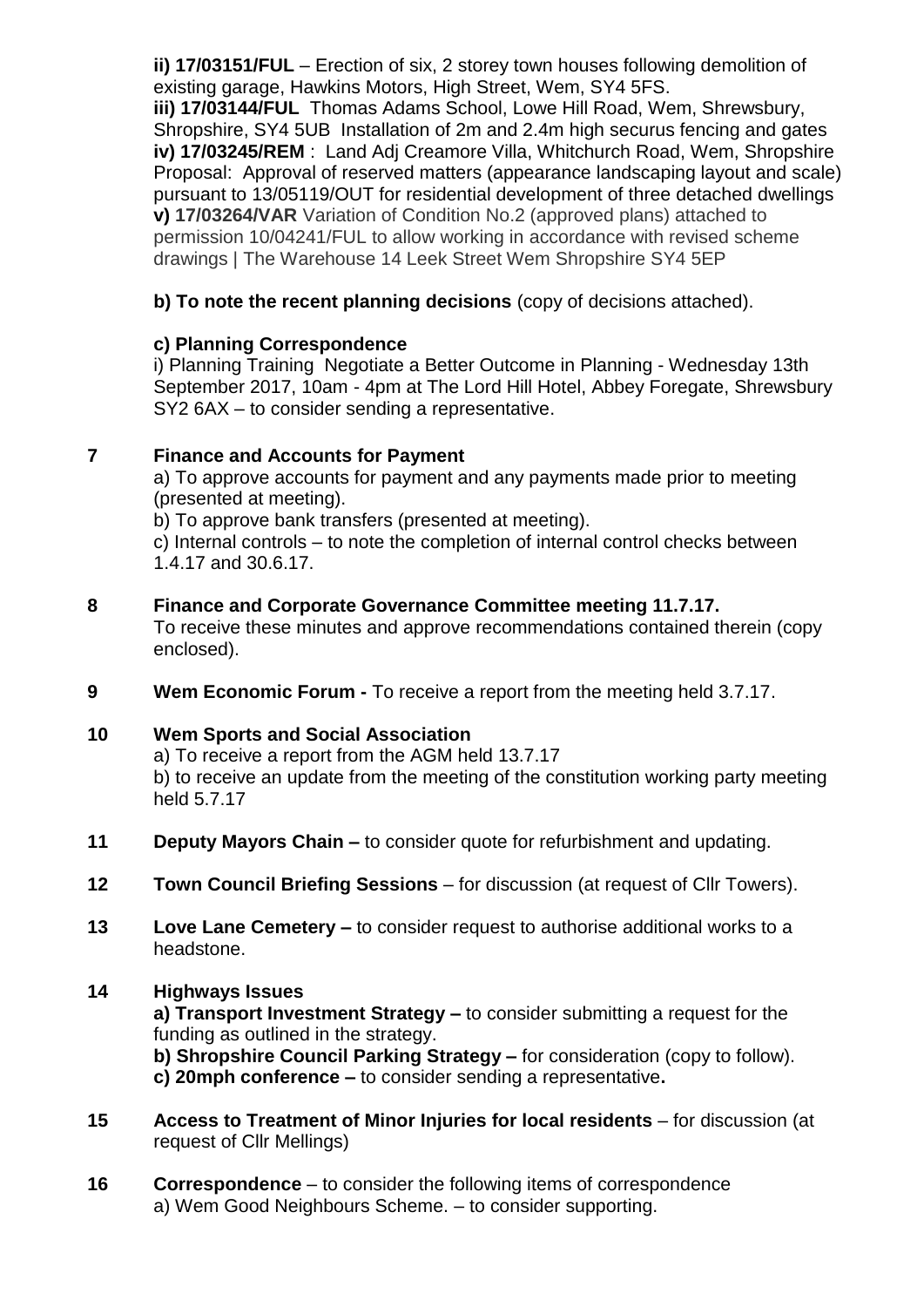**ii) 17/03151/FUL** – Erection of six, 2 storey town houses following demolition of existing garage, Hawkins Motors, High Street, Wem, SY4 5FS.
**iii) 17/03144/FUL** Thomas Adams School, Lowe Hill Road, Wem, Shrewsbury, Shropshire, SY4 5UB Installation of 2m and 2.4m high securus fencing and gates
**iv) 17/03245/REM** : Land Adj Creamore Villa, Whitchurch Road, Wem, Shropshire Proposal: Approval of reserved matters (appearance landscaping layout and scale) pursuant to 13/05119/OUT for residential development of three detached dwellings
**v) 17/03264/VAR** Variation of Condition No.2 (approved plans) attached to permission 10/04241/FUL to allow working in accordance with revised scheme drawings | The Warehouse 14 Leek Street Wem Shropshire SY4 5EP

**b) To note the recent planning decisions** (copy of decisions attached).

**c) Planning Correspondence**
i) Planning Training Negotiate a Better Outcome in Planning - Wednesday 13th September 2017, 10am - 4pm at The Lord Hill Hotel, Abbey Foregate, Shrewsbury SY2 6AX – to consider sending a representative.

**7 Finance and Accounts for Payment**
a) To approve accounts for payment and any payments made prior to meeting (presented at meeting).
b) To approve bank transfers (presented at meeting).
c) Internal controls – to note the completion of internal control checks between 1.4.17 and 30.6.17.

**8 Finance and Corporate Governance Committee meeting 11.7.17.**
To receive these minutes and approve recommendations contained therein (copy enclosed).

**9 Wem Economic Forum -** To receive a report from the meeting held 3.7.17.

**10 Wem Sports and Social Association**
a) To receive a report from the AGM held 13.7.17
b) to receive an update from the meeting of the constitution working party meeting held 5.7.17

**11 Deputy Mayors Chain –** to consider quote for refurbishment and updating.

**12 Town Council Briefing Sessions** – for discussion (at request of Cllr Towers).

**13 Love Lane Cemetery –** to consider request to authorise additional works to a headstone.

**14 Highways Issues**
**a) Transport Investment Strategy –** to consider submitting a request for the funding as outlined in the strategy.
**b) Shropshire Council Parking Strategy –** for consideration (copy to follow).
**c) 20mph conference –** to consider sending a representative**.**

**15 Access to Treatment of Minor Injuries for local residents** – for discussion (at request of Cllr Mellings)

**16 Correspondence** – to consider the following items of correspondence
a) Wem Good Neighbours Scheme. – to consider supporting.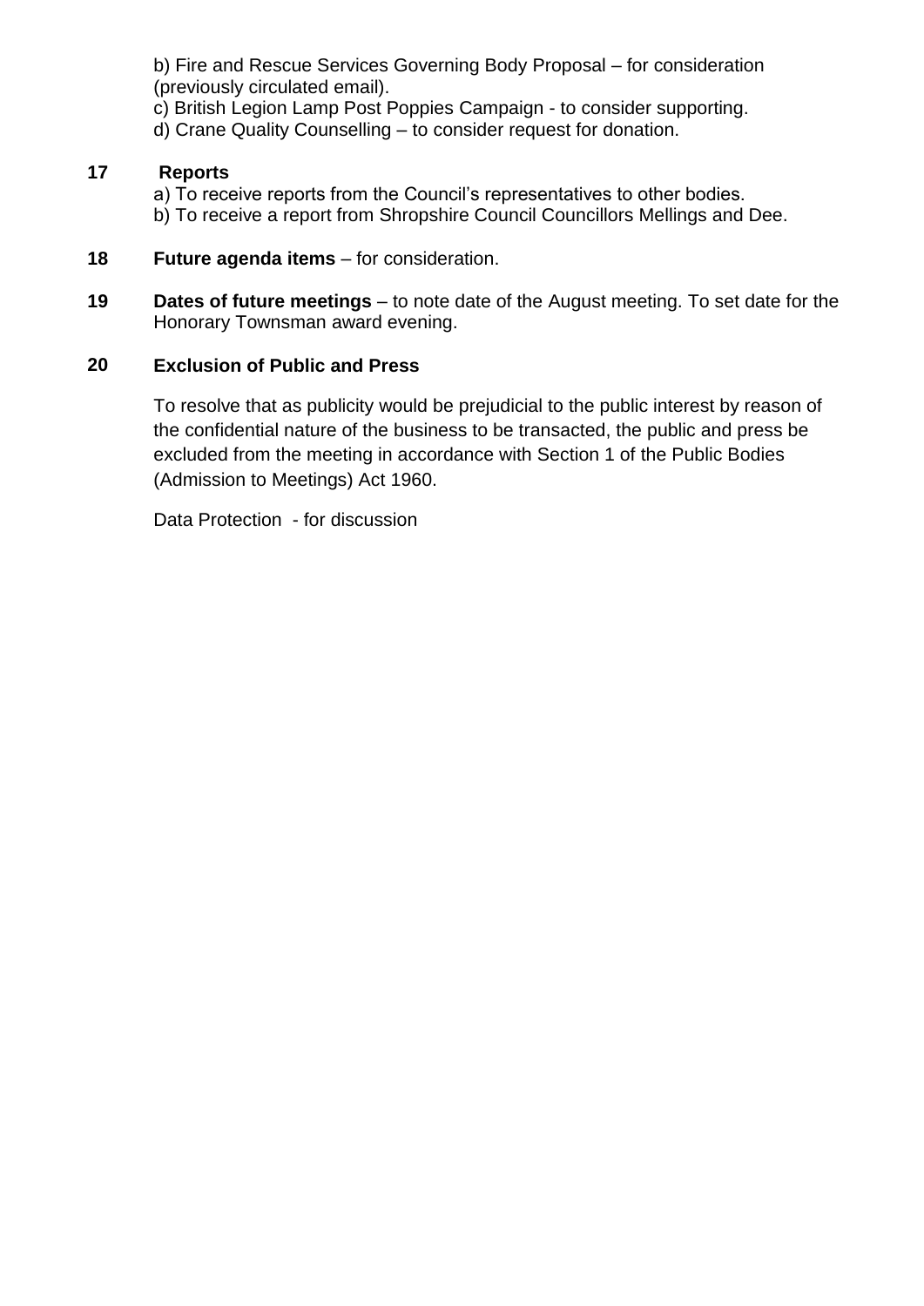b) Fire and Rescue Services Governing Body Proposal – for consideration (previously circulated email).

c) British Legion Lamp Post Poppies Campaign - to consider supporting.

d) Crane Quality Counselling – to consider request for donation.

**17 Reports**

a) To receive reports from the Council's representatives to other bodies.

b) To receive a report from Shropshire Council Councillors Mellings and Dee.

**18 Future agenda items** – for consideration.

**19 Dates of future meetings** – to note date of the August meeting. To set date for the Honorary Townsman award evening.

**20 Exclusion of Public and Press**

To resolve that as publicity would be prejudicial to the public interest by reason of the confidential nature of the business to be transacted, the public and press be excluded from the meeting in accordance with Section 1 of the Public Bodies (Admission to Meetings) Act 1960.

Data Protection - for discussion